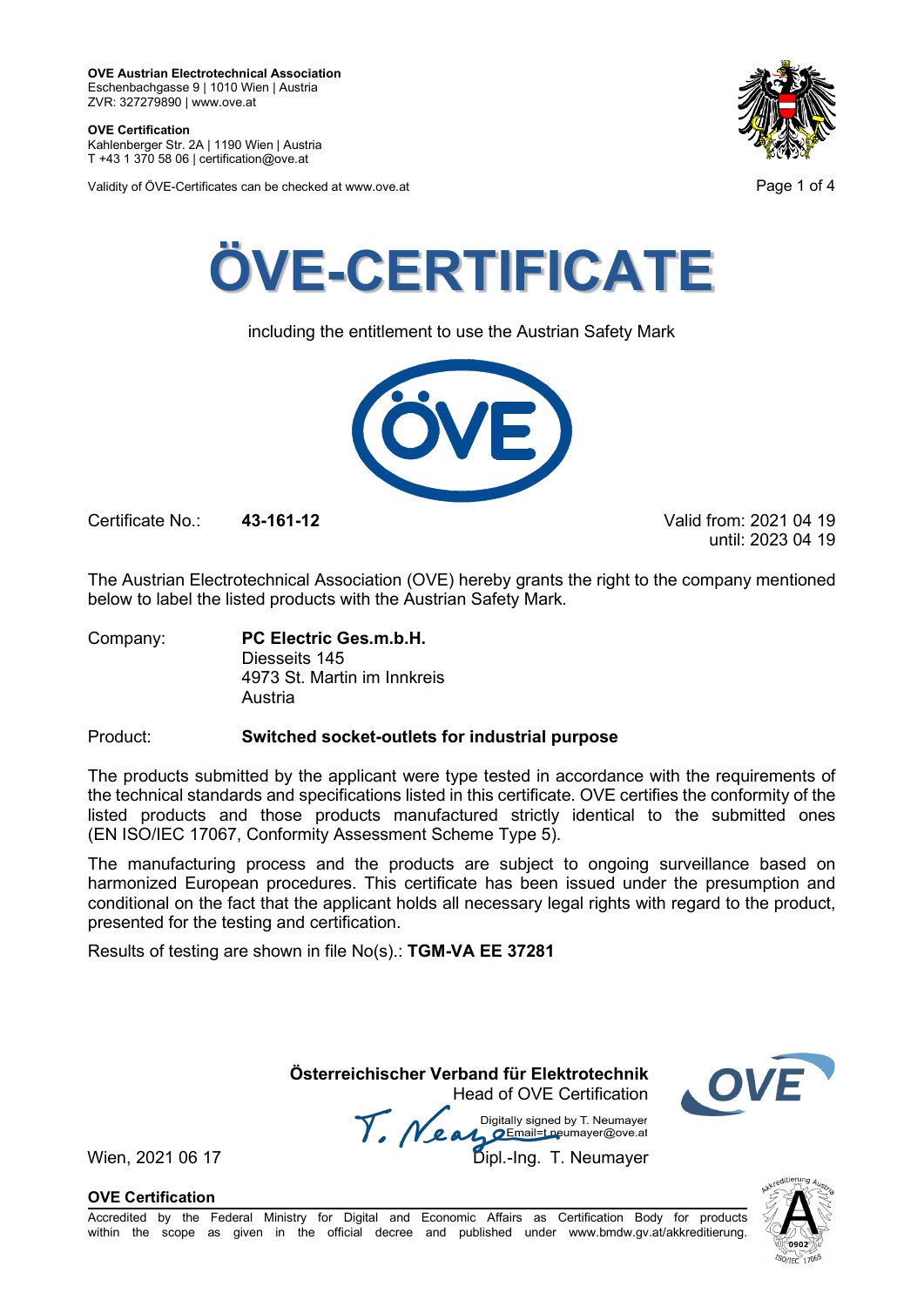**OVE Austrian Electrotechnical Association**
Eschenbachgasse 9 | 1010 Wien | Austria
ZVR: 327279890 | www.ove.at

**OVE Certification**
Kahlenberger Str. 2A | 1190 Wien | Austria
T +43 1 370 58 06 | certification@ove.at

Validity of ÖVE-Certificates can be checked at www.ove.at

# ÖVE-CERTIFICATE

including the entitlement to use the Austrian Safety Mark

Certificate No.: **43-161-12**

Valid from: 2021 04 19
until: 2023 04 19

The Austrian Electrotechnical Association (OVE) hereby grants the right to the company mentioned below to label the listed products with the Austrian Safety Mark.

Company: **PC Electric Ges.m.b.H.**
Diesseits 145
4973 St. Martin im Innkreis
Austria

Product: **Switched socket-outlets for industrial purpose**

The products submitted by the applicant were type tested in accordance with the requirements of the technical standards and specifications listed in this certificate. OVE certifies the conformity of the listed products and those products manufactured strictly identical to the submitted ones (EN ISO/IEC 17067, Conformity Assessment Scheme Type 5).

The manufacturing process and the products are subject to ongoing surveillance based on harmonized European procedures. This certificate has been issued under the presumption and conditional on the fact that the applicant holds all necessary legal rights with regard to the product, presented for the testing and certification.

Results of testing are shown in file No(s).: **TGM-VA EE 37281**

**Österreichischer Verband für Elektrotechnik**
Head of OVE Certification

Digitally signed by T. Neumayer
Email=t.neumayer@ove.at

Wien, 2021 06 17

Dipl.-Ing. T. Neumayer

**OVE Certification**
Accredited by the Federal Ministry for Digital and Economic Affairs as Certification Body for products within the scope as given in the official decree and published under www.bmdw.gv.at/akkreditierung.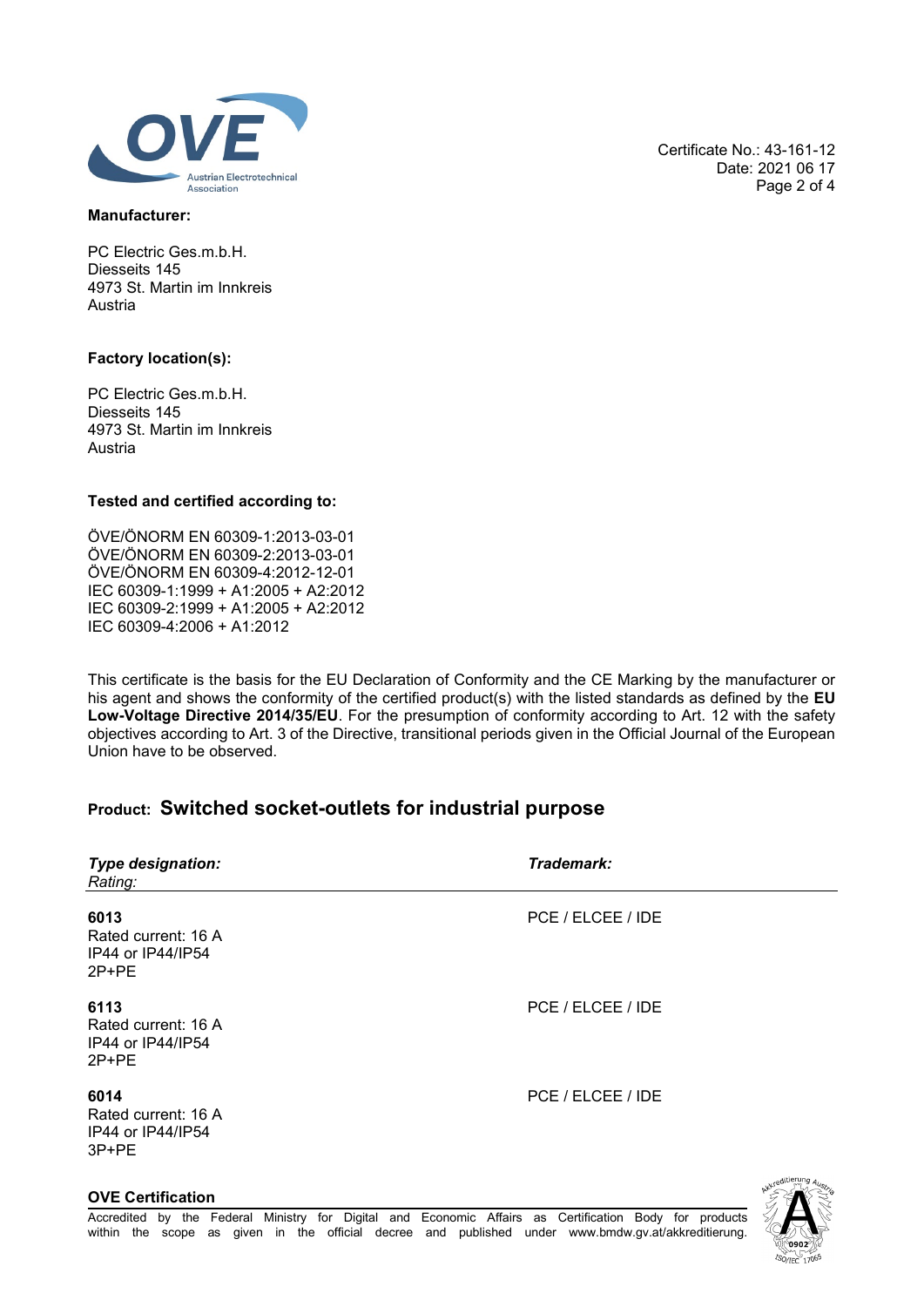Certificate No.: 43-161-12
Date: 2021 06 17

**Manufacturer:**

PC Electric Ges.m.b.H.
Diesseits 145
4973 St. Martin im Innkreis
Austria

**Factory location(s):**

PC Electric Ges.m.b.H.
Diesseits 145
4973 St. Martin im Innkreis
Austria

**Tested and certified according to:**

ÖVE/ÖNORM EN 60309-1:2013-03-01
ÖVE/ÖNORM EN 60309-2:2013-03-01
ÖVE/ÖNORM EN 60309-4:2012-12-01
IEC 60309-1:1999 + A1:2005 + A2:2012
IEC 60309-2:1999 + A1:2005 + A2:2012
IEC 60309-4:2006 + A1:2012

This certificate is the basis for the EU Declaration of Conformity and the CE Marking by the manufacturer or his agent and shows the conformity of the certified product(s) with the listed standards as defined by the **EU Low-Voltage Directive 2014/35/EU**. For the presumption of conformity according to Art. 12 with the safety objectives according to Art. 3 of the Directive, transitional periods given in the Official Journal of the European Union have to be observed.

## Product: Switched socket-outlets for industrial purpose

| ***Type designation:*** *Rating:* | ***Trademark:*** |
|---|---|
| **6013** Rated current: 16 A IP44 or IP44/IP54 2P+PE | PCE / ELCEE / IDE |
| **6113** Rated current: 16 A IP44 or IP44/IP54 2P+PE | PCE / ELCEE / IDE |
| **6014** Rated current: 16 A IP44 or IP44/IP54 3P+PE | PCE / ELCEE / IDE |

**OVE Certification**

Accredited by the Federal Ministry for Digital and Economic Affairs as Certification Body for products within the scope as given in the official decree and published under www.bmdw.gv.at/akkreditierung.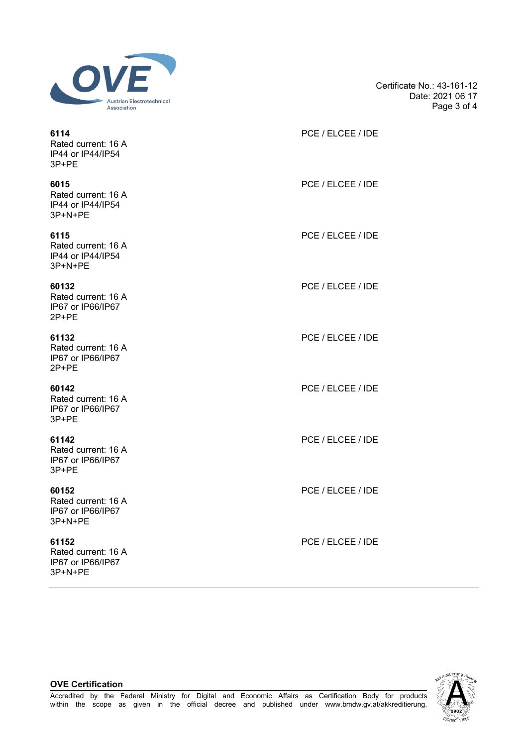Certificate No.: 43-161-12
Date: 2021 06 17

**6114**
Rated current: 16 A
IP44 or IP44/IP54
3P+PE

PCE / ELCEE / IDE

**6015**
Rated current: 16 A
IP44 or IP44/IP54
3P+N+PE

PCE / ELCEE / IDE

**6115**
Rated current: 16 A
IP44 or IP44/IP54
3P+N+PE

PCE / ELCEE / IDE

**60132**
Rated current: 16 A
IP67 or IP66/IP67
2P+PE

PCE / ELCEE / IDE

**61132**
Rated current: 16 A
IP67 or IP66/IP67
2P+PE

PCE / ELCEE / IDE

**60142**
Rated current: 16 A
IP67 or IP66/IP67
3P+PE

PCE / ELCEE / IDE

**61142**
Rated current: 16 A
IP67 or IP66/IP67
3P+PE

PCE / ELCEE / IDE

**60152**
Rated current: 16 A
IP67 or IP66/IP67
3P+N+PE

PCE / ELCEE / IDE

**61152**
Rated current: 16 A
IP67 or IP66/IP67
3P+N+PE

PCE / ELCEE / IDE

---

**OVE Certification**

Accredited by the Federal Ministry for Digital and Economic Affairs as Certification Body for products within the scope as given in the official decree and published under www.bmdw.gv.at/akkreditierung.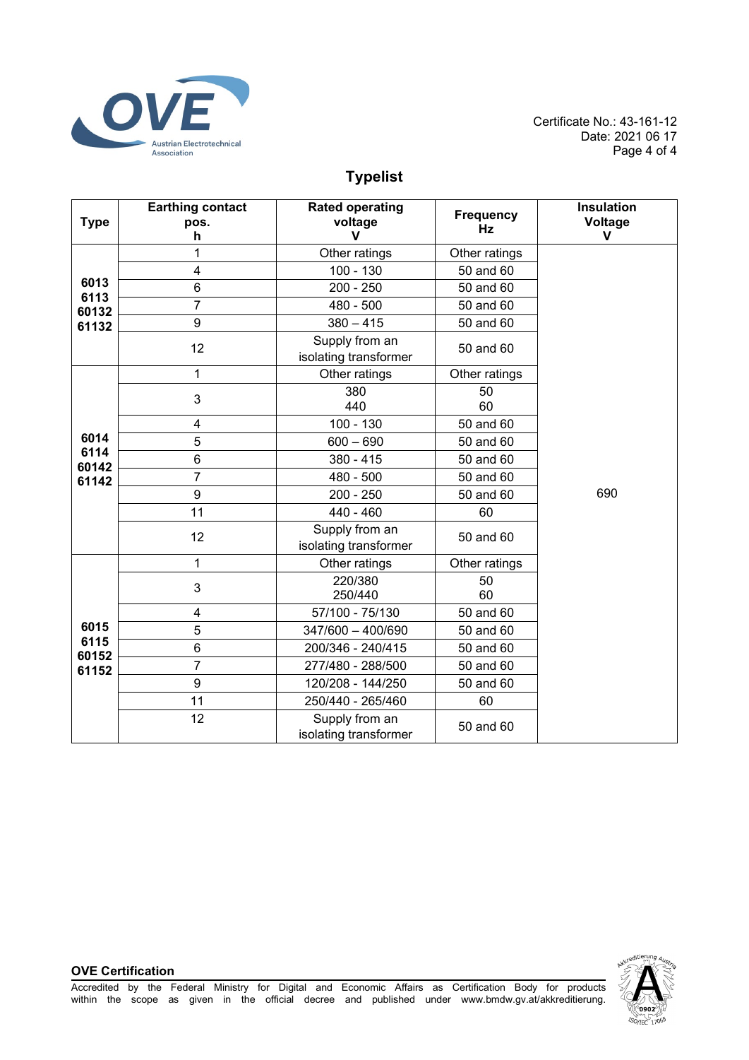Certificate No.: 43-161-12
Date: 2021 06 17

## Typelist

| Type | Earthing contact pos. h | Rated operating voltage V | Frequency Hz | Insulation Voltage V |
|---|---|---|---|---|
| 6013<br>6113<br>60132<br>61132 | 1 | Other ratings | Other ratings | 690 |
| | 4 | 100 - 130 | 50 and 60 | |
| | 6 | 200 - 250 | 50 and 60 | |
| | 7 | 480 - 500 | 50 and 60 | |
| | 9 | 380 – 415 | 50 and 60 | |
| | 12 | Supply from an isolating transformer | 50 and 60 | |
| 6014<br>6114<br>60142<br>61142 | 1 | Other ratings | Other ratings | |
| | 3 | 380<br>440 | 50<br>60 | |
| | 4 | 100 - 130 | 50 and 60 | |
| | 5 | 600 – 690 | 50 and 60 | |
| | 6 | 380 - 415 | 50 and 60 | |
| | 7 | 480 - 500 | 50 and 60 | |
| | 9 | 200 - 250 | 50 and 60 | |
| | 11 | 440 - 460 | 60 | |
| | 12 | Supply from an isolating transformer | 50 and 60 | |
| 6015<br>6115<br>60152<br>61152 | 1 | Other ratings | Other ratings | |
| | 3 | 220/380<br>250/440 | 50<br>60 | |
| | 4 | 57/100 - 75/130 | 50 and 60 | |
| | 5 | 347/600 – 400/690 | 50 and 60 | |
| | 6 | 200/346 - 240/415 | 50 and 60 | |
| | 7 | 277/480 - 288/500 | 50 and 60 | |
| | 9 | 120/208 - 144/250 | 50 and 60 | |
| | 11 | 250/440 - 265/460 | 60 | |
| | 12 | Supply from an isolating transformer | 50 and 60 | |

**OVE Certification**

Accredited by the Federal Ministry for Digital and Economic Affairs as Certification Body for products within the scope as given in the official decree and published under www.bmdw.gv.at/akkreditierung.